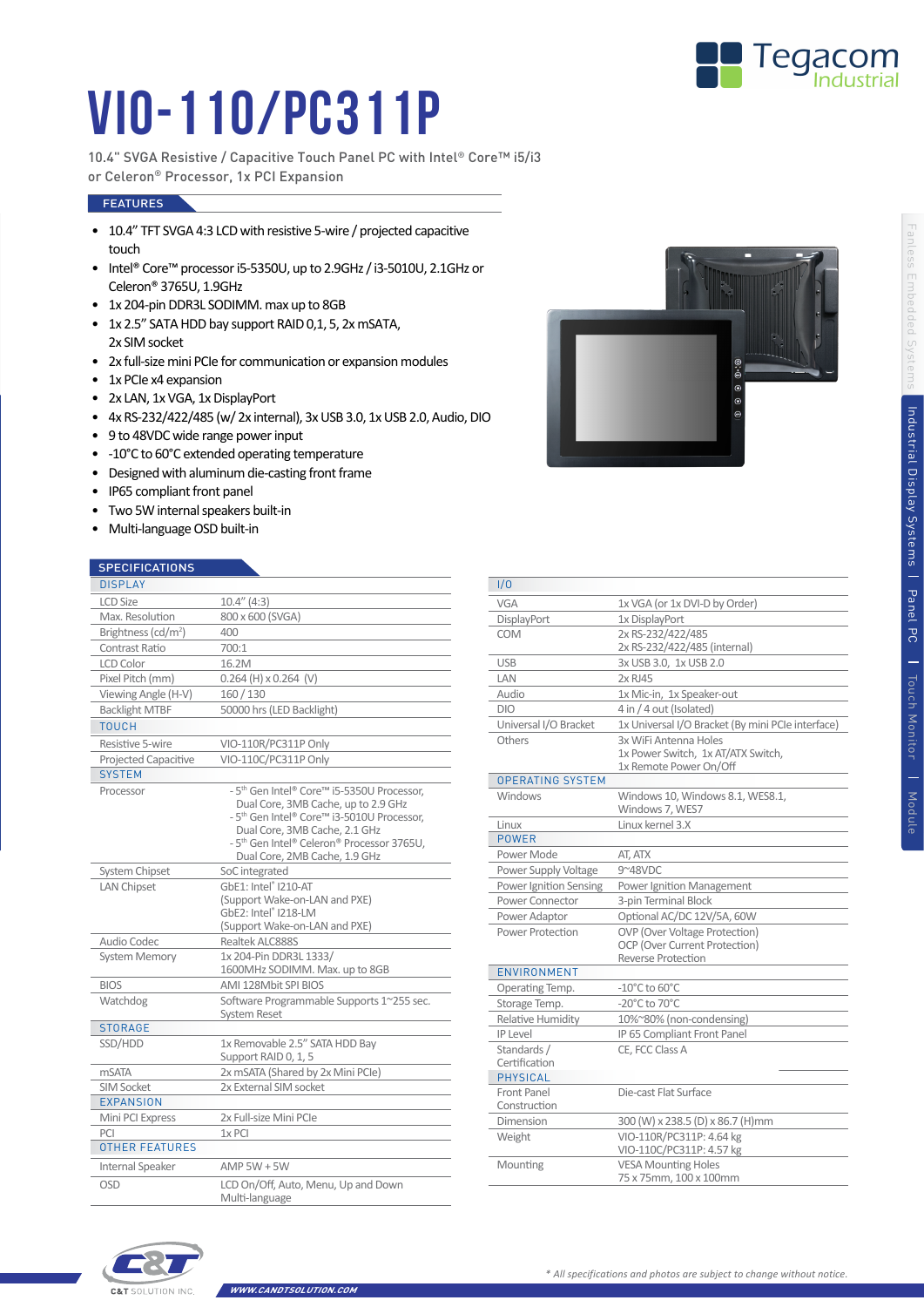# VIO-110/PC311P

10.4" SVGA Resistive / Capacitive Touch Panel PC with Intel® Core™ i5/i3 or Celeron® Processor, 1x PCI Expansion

## FEATURES

- 10.4" TFT SVGA 4:3 LCD with resistive 5-wire / projected capacitive touch
- Intel® Core™ processor i5-5350U, up to 2.9GHz / i3-5010U, 2.1GHz or Celeron® 3765U, 1.9GHz
- 1x 204-pin DDR3L SODIMM. max up to 8GB
- 1x 2.5" SATA HDD bay support RAID 0,1, 5, 2x mSATA, 2x SIM socket
- 2x full-size mini PCIe for communication or expansion modules
- 1x PCIe x4 expansion
- 2x LAN, 1x VGA, 1x DisplayPort
- 4x RS-232/422/485 (w/ 2x internal), 3x USB 3.0, 1x USB 2.0, Audio, DIO
- 9 to 48VDC wide range power input
- -10°C to 60°C extended operating temperature
- Designed with aluminum die-casting front frame
- IP65 compliant front panel
- Two 5W internal speakers built-in
- Multi-language OSD built-in

## SPECIFICATIONS

| DISPLAY | |
|---|---|
| LCD Size | 10.4" (4:3) |
| Max. Resolution | 800 x 600 (SVGA) |
| Brightness (cd/m²) | 400 |
| Contrast Ratio | 700:1 |
| LCD Color | 16.2M |
| Pixel Pitch (mm) | 0.264 (H) x 0.264 (V) |
| Viewing Angle (H-V) | 160 / 130 |
| Backlight MTBF | 50000 hrs (LED Backlight) |
| **TOUCH** | |
| Resistive 5-wire | VIO-110R/PC311P Only |
| Projected Capacitive | VIO-110C/PC311P Only |
| **SYSTEM** | |
| Processor | - 5th Gen Intel® Core™ i5-5350U Processor, Dual Core, 3MB Cache, up to 2.9 GHz<br>- 5th Gen Intel® Core™ i3-5010U Processor, Dual Core, 3MB Cache, 2.1 GHz<br>- 5th Gen Intel® Celeron® Processor 3765U, Dual Core, 2MB Cache, 1.9 GHz |
| System Chipset | SoC integrated |
| LAN Chipset | GbE1: Intel® I210-AT (Support Wake-on-LAN and PXE)<br>GbE2: Intel® I218-LM (Support Wake-on-LAN and PXE) |
| Audio Codec | Realtek ALC888S |
| System Memory | 1x 204-Pin DDR3L 1333/ 1600MHz SODIMM. Max. up to 8GB |
| BIOS | AMI 128Mbit SPI BIOS |
| Watchdog | Software Programmable Supports 1~255 sec. System Reset |
| **STORAGE** | |
| SSD/HDD | 1x Removable 2.5" SATA HDD Bay Support RAID 0, 1, 5 |
| mSATA | 2x mSATA (Shared by 2x Mini PCIe) |
| SIM Socket | 2x External SIM socket |
| **EXPANSION** | |
| Mini PCI Express | 2x Full-size Mini PCIe |
| PCI | 1x PCI |
| **OTHER FEATURES** | |
| Internal Speaker | AMP 5W + 5W |
| OSD | LCD On/Off, Auto, Menu, Up and Down Multi-language |

| I/O | |
|---|---|
| VGA | 1x VGA (or 1x DVI-D by Order) |
| DisplayPort | 1x DisplayPort |
| COM | 2x RS-232/422/485<br>2x RS-232/422/485 (internal) |
| USB | 3x USB 3.0, 1x USB 2.0 |
| LAN | 2x RJ45 |
| Audio | 1x Mic-in, 1x Speaker-out |
| DIO | 4 in / 4 out (Isolated) |
| Universal I/O Bracket | 1x Universal I/O Bracket (By mini PCIe interface) |
| Others | 3x WiFi Antenna Holes<br>1x Power Switch, 1x AT/ATX Switch,<br>1x Remote Power On/Off |
| **OPERATING SYSTEM** | |
| Windows | Windows 10, Windows 8.1, WES8.1, Windows 7, WES7 |
| Linux | Linux kernel 3.X |
| **POWER** | |
| Power Mode | AT, ATX |
| Power Supply Voltage | 9~48VDC |
| Power Ignition Sensing | Power Ignition Management |
| Power Connector | 3-pin Terminal Block |
| Power Adaptor | Optional AC/DC 12V/5A, 60W |
| Power Protection | OVP (Over Voltage Protection)<br>OCP (Over Current Protection)<br>Reverse Protection |
| **ENVIRONMENT** | |
| Operating Temp. | -10°C to 60°C |
| Storage Temp. | -20°C to 70°C |
| Relative Humidity | 10%~80% (non-condensing) |
| IP Level | IP 65 Compliant Front Panel |
| Standards / Certification | CE, FCC Class A |
| **PHYSICAL** | |
| Front Panel Construction | Die-cast Flat Surface |
| Dimension | 300 (W) x 238.5 (D) x 86.7 (H)mm |
| Weight | VIO-110R/PC311P: 4.64 kg<br>VIO-110C/PC311P: 4.57 kg |
| Mounting | VESA Mounting Holes<br>75 x 75mm, 100 x 100mm |

*\* All specifications and photos are subject to change without notice.*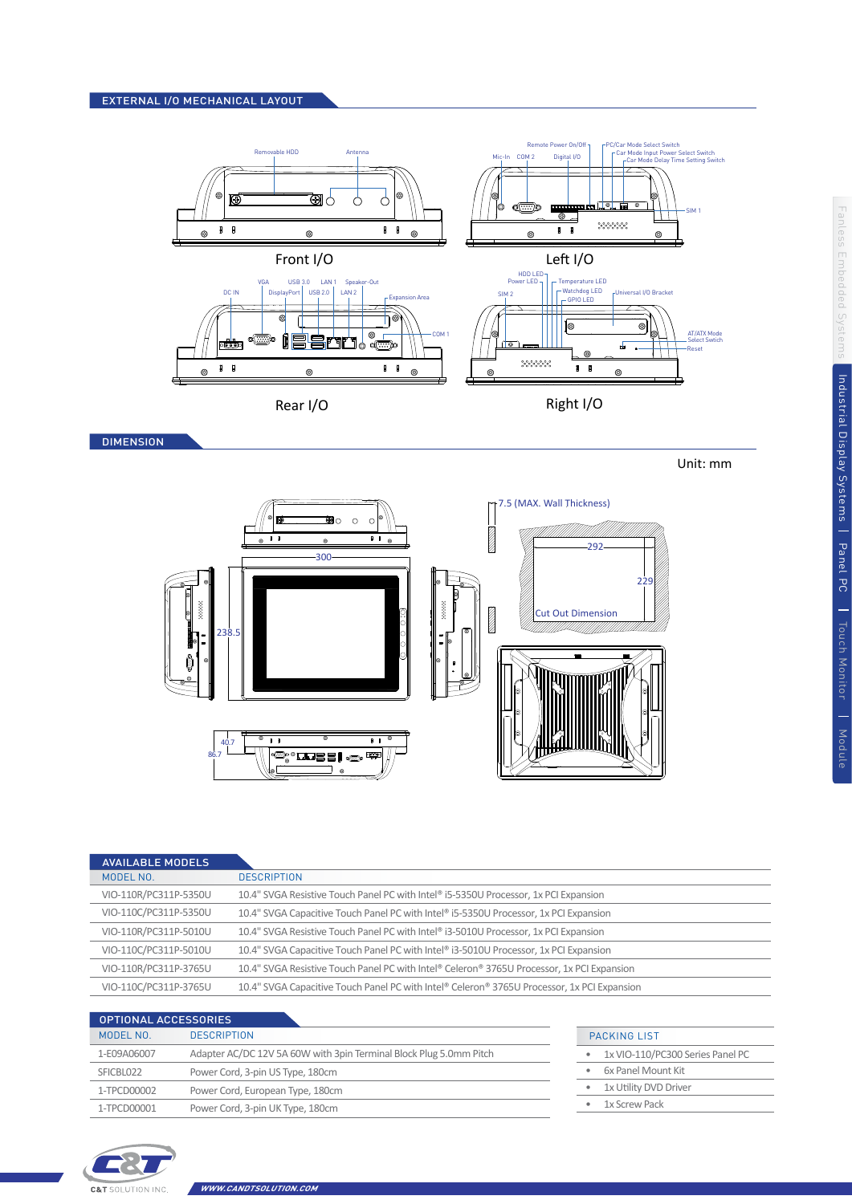## EXTERNAL I/O MECHANICAL LAYOUT

Removable HDD
Antenna

Front I/O

Remote Power On/Off
PC/Car Mode Select Switch
Car Mode Input Power Select Switch
Car Mode Delay Time Setting Switch
Mic-In
COM 2
Digital I/O
SIM 1

Left I/O

DC IN
VGA
DisplayPort
USB 3.0
USB 2.0
LAN 1
LAN 2
Speaker-Out
Expansion Area
COM 1

Rear I/O

HDD LED
Power LED
Temperature LED
Watchdog LED
GPIO LED
Universal I/O Bracket
SIM 2
AT/ATX Mode Select Switch
Reset

Right I/O

## DIMENSION

Unit: mm

300
238.5
7.5 (MAX. Wall Thickness)
292
229
Cut Out Dimension
40.7
86.7

## AVAILABLE MODELS

| MODEL NO. | DESCRIPTION |
|---|---|
| VIO-110R/PC311P-5350U | 10.4" SVGA Resistive Touch Panel PC with Intel® i5-5350U Processor, 1x PCI Expansion |
| VIO-110C/PC311P-5350U | 10.4" SVGA Capacitive Touch Panel PC with Intel® i5-5350U Processor, 1x PCI Expansion |
| VIO-110R/PC311P-5010U | 10.4" SVGA Resistive Touch Panel PC with Intel® i3-5010U Processor, 1x PCI Expansion |
| VIO-110C/PC311P-5010U | 10.4" SVGA Capacitive Touch Panel PC with Intel® i3-5010U Processor, 1x PCI Expansion |
| VIO-110R/PC311P-3765U | 10.4" SVGA Resistive Touch Panel PC with Intel® Celeron® 3765U Processor, 1x PCI Expansion |
| VIO-110C/PC311P-3765U | 10.4" SVGA Capacitive Touch Panel PC with Intel® Celeron® 3765U Processor, 1x PCI Expansion |

## OPTIONAL ACCESSORIES

| MODEL NO. | DESCRIPTION |
|---|---|
| 1-E09A06007 | Adapter AC/DC 12V 5A 60W with 3pin Terminal Block Plug 5.0mm Pitch |
| SFICBL022 | Power Cord, 3-pin US Type, 180cm |
| 1-TPCD00002 | Power Cord, European Type, 180cm |
| 1-TPCD00001 | Power Cord, 3-pin UK Type, 180cm |

## PACKING LIST

- 1x VIO-110/PC300 Series Panel PC
- 6x Panel Mount Kit
- 1x Utility DVD Driver
- 1x Screw Pack